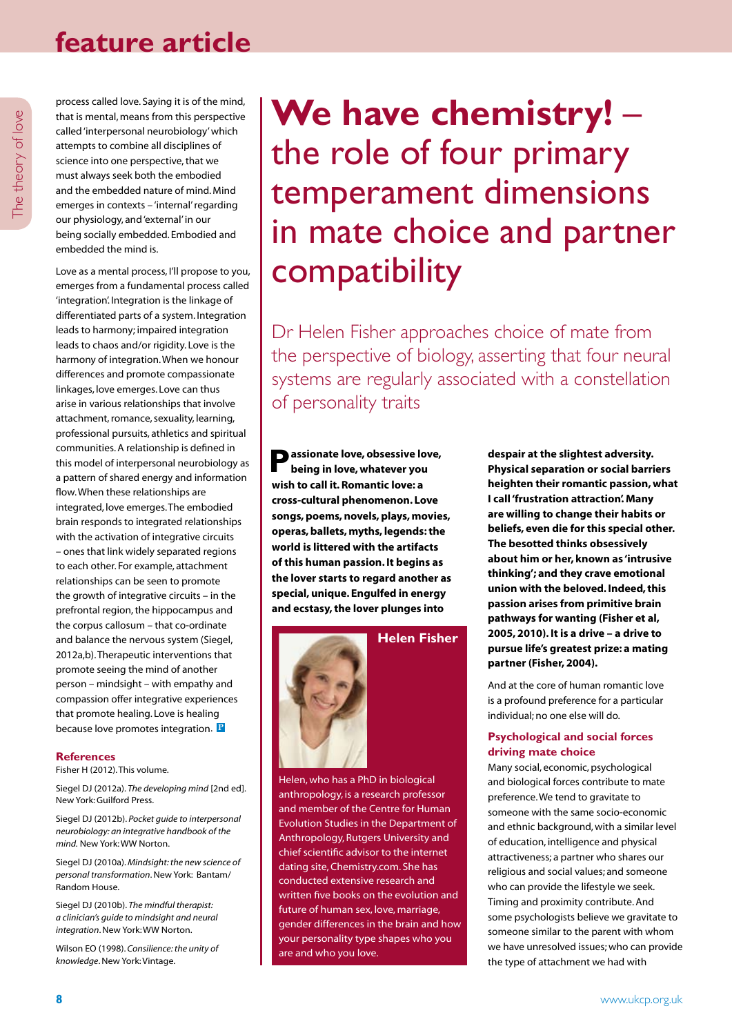process called love. Saying it is of the mind, that is mental, means from this perspective called 'interpersonal neurobiology' which attempts to combine all disciplines of science into one perspective, that we must always seek both the embodied and the embedded nature of mind. Mind emerges in contexts – 'internal' regarding our physiology, and 'external' in our being socially embedded. Embodied and embedded the mind is.

Love as a mental process, I'll propose to you, emerges from a fundamental process called 'integration'. Integration is the linkage of differentiated parts of a system. Integration leads to harmony; impaired integration leads to chaos and/or rigidity. Love is the harmony of integration. When we honour differences and promote compassionate linkages, love emerges. Love can thus arise in various relationships that involve attachment, romance, sexuality, learning, professional pursuits, athletics and spiritual communities. A relationship is defined in this model of interpersonal neurobiology as a pattern of shared energy and information flow. When these relationships are integrated, love emerges. The embodied brain responds to integrated relationships with the activation of integrative circuits – ones that link widely separated regions to each other. For example, attachment relationships can be seen to promote the growth of integrative circuits – in the prefrontal region, the hippocampus and the corpus callosum – that co-ordinate and balance the nervous system (Siegel, 2012a,b). Therapeutic interventions that promote seeing the mind of another person – mindsight – with empathy and compassion offer integrative experiences that promote healing. Love is healing because love promotes integration.

### References

Fisher H (2012). This volume.

Siegel DJ (2012a). *The developing mind* [2nd ed]. New York: Guilford Press.

Siegel DJ (2012b). *Pocket guide to interpersonal neurobiology: an integrative handbook of the mind.* New York: WW Norton.

Siegel DJ (2010a). *Mindsight: the new science of personal transformation*. New York: Bantam/Random House.

Siegel DJ (2010b). *The mindful therapist: a clinician's guide to mindsight and neural integration*. New York: WW Norton.

Wilson EO (1998). *Consilience: the unity of knowledge*. New York: Vintage.

# We have chemistry! – the role of four primary temperament dimensions in mate choice and partner compatibility

Dr Helen Fisher approaches choice of mate from the perspective of biology, asserting that four neural systems are regularly associated with a constellation of personality traits

**Passionate love, obsessive love, being in love, whatever you wish to call it. Romantic love: a cross-cultural phenomenon. Love songs, poems, novels, plays, movies, operas, ballets, myths, legends: the world is littered with the artifacts of this human passion. It begins as the lover starts to regard another as special, unique. Engulfed in energy and ecstasy, the lover plunges into despair at the slightest adversity. Physical separation or social barriers heighten their romantic passion, what I call 'frustration attraction'. Many are willing to change their habits or beliefs, even die for this special other. The besotted thinks obsessively about him or her, known as 'intrusive thinking'; and they crave emotional union with the beloved. Indeed, this passion arises from primitive brain pathways for wanting (Fisher et al, 2005, 2010). It is a drive – a drive to pursue life's greatest prize: a mating partner (Fisher, 2004).**

**Helen Fisher**

Helen, who has a PhD in biological anthropology, is a research professor and member of the Centre for Human Evolution Studies in the Department of Anthropology, Rutgers University and chief scientific advisor to the internet dating site, Chemistry.com. She has conducted extensive research and written five books on the evolution and future of human sex, love, marriage, gender differences in the brain and how your personality type shapes who you are and who you love.

And at the core of human romantic love is a profound preference for a particular individual; no one else will do.

### Psychological and social forces driving mate choice

Many social, economic, psychological and biological forces contribute to mate preference. We tend to gravitate to someone with the same socio-economic and ethnic background, with a similar level of education, intelligence and physical attractiveness; a partner who shares our religious and social values; and someone who can provide the lifestyle we seek. Timing and proximity contribute. And some psychologists believe we gravitate to someone similar to the parent with whom we have unresolved issues; who can provide the type of attachment we had with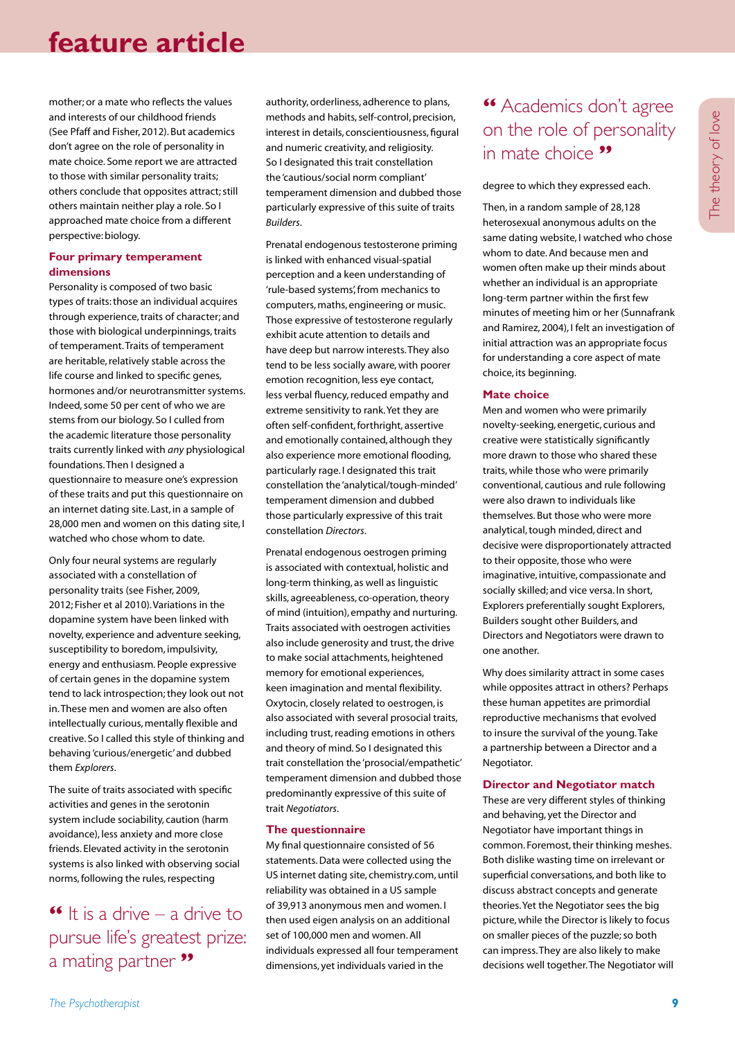mother; or a mate who reflects the values and interests of our childhood friends (See Pfaff and Fisher, 2012). But academics don't agree on the role of personality in mate choice. Some report we are attracted to those with similar personality traits; others conclude that opposites attract; still others maintain neither play a role. So I approached mate choice from a different perspective: biology.

## Four primary temperament dimensions

Personality is composed of two basic types of traits: those an individual acquires through experience, traits of character; and those with biological underpinnings, traits of temperament. Traits of temperament are heritable, relatively stable across the life course and linked to specific genes, hormones and/or neurotransmitter systems. Indeed, some 50 per cent of who we are stems from our biology. So I culled from the academic literature those personality traits currently linked with *any* physiological foundations. Then I designed a questionnaire to measure one's expression of these traits and put this questionnaire on an internet dating site. Last, in a sample of 28,000 men and women on this dating site, I watched who chose whom to date.

Only four neural systems are regularly associated with a constellation of personality traits (see Fisher, 2009, 2012; Fisher et al 2010). Variations in the dopamine system have been linked with novelty, experience and adventure seeking, susceptibility to boredom, impulsivity, energy and enthusiasm. People expressive of certain genes in the dopamine system tend to lack introspection; they look out not in. These men and women are also often intellectually curious, mentally flexible and creative. So I called this style of thinking and behaving 'curious/energetic' and dubbed them *Explorers*.

The suite of traits associated with specific activities and genes in the serotonin system include sociability, caution (harm avoidance), less anxiety and more close friends. Elevated activity in the serotonin systems is also linked with observing social norms, following the rules, respecting

> " It is a drive – a drive to pursue life's greatest prize: a mating partner "

authority, orderliness, adherence to plans, methods and habits, self-control, precision, interest in details, conscientiousness, figural and numeric creativity, and religiosity. So I designated this trait constellation the 'cautious/social norm compliant' temperament dimension and dubbed those particularly expressive of this suite of traits *Builders*.

Prenatal endogenous testosterone priming is linked with enhanced visual-spatial perception and a keen understanding of 'rule-based systems', from mechanics to computers, maths, engineering or music. Those expressive of testosterone regularly exhibit acute attention to details and have deep but narrow interests. They also tend to be less socially aware, with poorer emotion recognition, less eye contact, less verbal fluency, reduced empathy and extreme sensitivity to rank. Yet they are often self-confident, forthright, assertive and emotionally contained, although they also experience more emotional flooding, particularly rage. I designated this trait constellation the 'analytical/tough-minded' temperament dimension and dubbed those particularly expressive of this trait constellation *Directors*.

Prenatal endogenous oestrogen priming is associated with contextual, holistic and long-term thinking, as well as linguistic skills, agreeableness, co-operation, theory of mind (intuition), empathy and nurturing. Traits associated with oestrogen activities also include generosity and trust, the drive to make social attachments, heightened memory for emotional experiences, keen imagination and mental flexibility. Oxytocin, closely related to oestrogen, is also associated with several prosocial traits, including trust, reading emotions in others and theory of mind. So I designated this trait constellation the 'prosocial/empathetic' temperament dimension and dubbed those predominantly expressive of this suite of trait *Negotiators*.

## The questionnaire

My final questionnaire consisted of 56 statements. Data were collected using the US internet dating site, chemistry.com, until reliability was obtained in a US sample of 39,913 anonymous men and women. I then used eigen analysis on an additional set of 100,000 men and women. All individuals expressed all four temperament dimensions, yet individuals varied in the degree to which they expressed each.

> " Academics don't agree on the role of personality in mate choice "

Then, in a random sample of 28,128 heterosexual anonymous adults on the same dating website, I watched who chose whom to date. And because men and women often make up their minds about whether an individual is an appropriate long-term partner within the first few minutes of meeting him or her (Sunnafrank and Ramirez, 2004), I felt an investigation of initial attraction was an appropriate focus for understanding a core aspect of mate choice, its beginning.

## Mate choice

Men and women who were primarily novelty-seeking, energetic, curious and creative were statistically significantly more drawn to those who shared these traits, while those who were primarily conventional, cautious and rule following were also drawn to individuals like themselves. But those who were more analytical, tough minded, direct and decisive were disproportionately attracted to their opposite, those who were imaginative, intuitive, compassionate and socially skilled; and vice versa. In short, Explorers preferentially sought Explorers, Builders sought other Builders, and Directors and Negotiators were drawn to one another.

Why does similarity attract in some cases while opposites attract in others? Perhaps these human appetites are primordial reproductive mechanisms that evolved to insure the survival of the young. Take a partnership between a Director and a Negotiator.

## Director and Negotiator match

These are very different styles of thinking and behaving, yet the Director and Negotiator have important things in common. Foremost, their thinking meshes. Both dislike wasting time on irrelevant or superficial conversations, and both like to discuss abstract concepts and generate theories. Yet the Negotiator sees the big picture, while the Director is likely to focus on smaller pieces of the puzzle; so both can impress. They are also likely to make decisions well together. The Negotiator will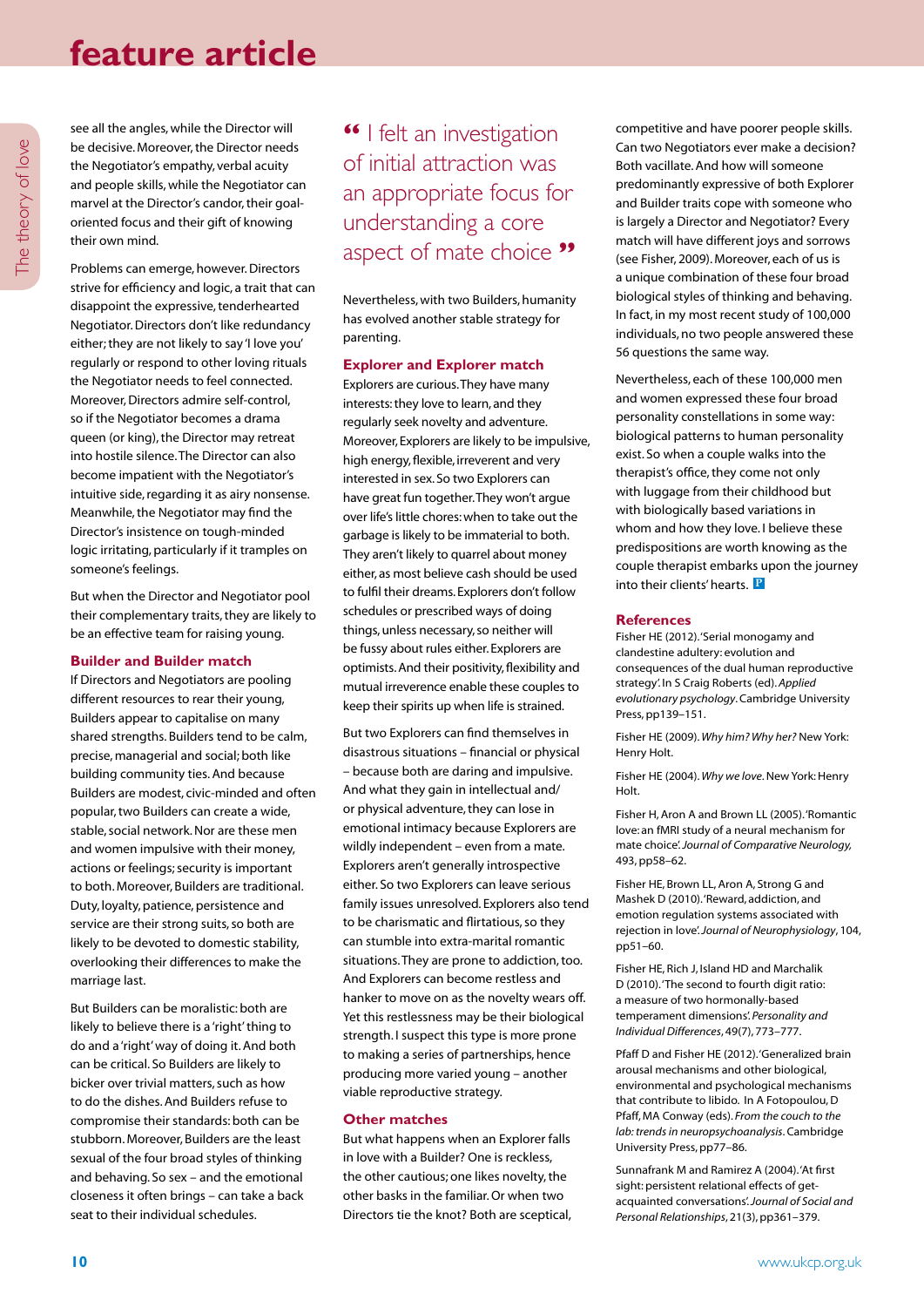see all the angles, while the Director will be decisive. Moreover, the Director needs the Negotiator's empathy, verbal acuity and people skills, while the Negotiator can marvel at the Director's candor, their goal-oriented focus and their gift of knowing their own mind.

Problems can emerge, however. Directors strive for efficiency and logic, a trait that can disappoint the expressive, tenderhearted Negotiator. Directors don't like redundancy either; they are not likely to say 'I love you' regularly or respond to other loving rituals the Negotiator needs to feel connected. Moreover, Directors admire self-control, so if the Negotiator becomes a drama queen (or king), the Director may retreat into hostile silence. The Director can also become impatient with the Negotiator's intuitive side, regarding it as airy nonsense. Meanwhile, the Negotiator may find the Director's insistence on tough-minded logic irritating, particularly if it tramples on someone's feelings.

But when the Director and Negotiator pool their complementary traits, they are likely to be an effective team for raising young.

### Builder and Builder match

If Directors and Negotiators are pooling different resources to rear their young, Builders appear to capitalise on many shared strengths. Builders tend to be calm, precise, managerial and social; both like building community ties. And because Builders are modest, civic-minded and often popular, two Builders can create a wide, stable, social network. Nor are these men and women impulsive with their money, actions or feelings; security is important to both. Moreover, Builders are traditional. Duty, loyalty, patience, persistence and service are their strong suits, so both are likely to be devoted to domestic stability, overlooking their differences to make the marriage last.

But Builders can be moralistic: both are likely to believe there is a 'right' thing to do and a 'right' way of doing it. And both can be critical. So Builders are likely to bicker over trivial matters, such as how to do the dishes. And Builders refuse to compromise their standards: both can be stubborn. Moreover, Builders are the least sexual of the four broad styles of thinking and behaving. So sex – and the emotional closeness it often brings – can take a back seat to their individual schedules.

> " I felt an investigation of initial attraction was an appropriate focus for understanding a core aspect of mate choice "

Nevertheless, with two Builders, humanity has evolved another stable strategy for parenting.

### Explorer and Explorer match

Explorers are curious. They have many interests: they love to learn, and they regularly seek novelty and adventure. Moreover, Explorers are likely to be impulsive, high energy, flexible, irreverent and very interested in sex. So two Explorers can have great fun together. They won't argue over life's little chores: when to take out the garbage is likely to be immaterial to both. They aren't likely to quarrel about money either, as most believe cash should be used to fulfil their dreams. Explorers don't follow schedules or prescribed ways of doing things, unless necessary, so neither will be fussy about rules either. Explorers are optimists. And their positivity, flexibility and mutual irreverence enable these couples to keep their spirits up when life is strained.

But two Explorers can find themselves in disastrous situations – financial or physical – because both are daring and impulsive. And what they gain in intellectual and/or physical adventure, they can lose in emotional intimacy because Explorers are wildly independent – even from a mate. Explorers aren't generally introspective either. So two Explorers can leave serious family issues unresolved. Explorers also tend to be charismatic and flirtatious, so they can stumble into extra-marital romantic situations. They are prone to addiction, too. And Explorers can become restless and hanker to move on as the novelty wears off. Yet this restlessness may be their biological strength. I suspect this type is more prone to making a series of partnerships, hence producing more varied young – another viable reproductive strategy.

### Other matches

But what happens when an Explorer falls in love with a Builder? One is reckless, the other cautious; one likes novelty, the other basks in the familiar. Or when two Directors tie the knot? Both are sceptical, competitive and have poorer people skills. Can two Negotiators ever make a decision? Both vacillate. And how will someone predominantly expressive of both Explorer and Builder traits cope with someone who is largely a Director and Negotiator? Every match will have different joys and sorrows (see Fisher, 2009). Moreover, each of us is a unique combination of these four broad biological styles of thinking and behaving. In fact, in my most recent study of 100,000 individuals, no two people answered these 56 questions the same way.

Nevertheless, each of these 100,000 men and women expressed these four broad personality constellations in some way: biological patterns to human personality exist. So when a couple walks into the therapist's office, they come not only with luggage from their childhood but with biologically based variations in whom and how they love. I believe these predispositions are worth knowing as the couple therapist embarks upon the journey into their clients' hearts.

### References

Fisher HE (2012). 'Serial monogamy and clandestine adultery: evolution and consequences of the dual human reproductive strategy'. In S Craig Roberts (ed). *Applied evolutionary psychology*. Cambridge University Press, pp139–151.

Fisher HE (2009). *Why him? Why her?* New York: Henry Holt.

Fisher HE (2004). *Why we love*. New York: Henry Holt.

Fisher H, Aron A and Brown LL (2005). 'Romantic love: an fMRI study of a neural mechanism for mate choice'. *Journal of Comparative Neurology*, 493, pp58–62.

Fisher HE, Brown LL, Aron A, Strong G and Mashek D (2010). 'Reward, addiction, and emotion regulation systems associated with rejection in love'. *Journal of Neurophysiology*, 104, pp51–60.

Fisher HE, Rich J, Island HD and Marchalik D (2010). 'The second to fourth digit ratio: a measure of two hormonally-based temperament dimensions'. *Personality and Individual Differences*, 49(7), 773–777.

Pfaff D and Fisher HE (2012). 'Generalized brain arousal mechanisms and other biological, environmental and psychological mechanisms that contribute to libido. In A Fotopoulou, D Pfaff, MA Conway (eds). *From the couch to the lab: trends in neuropsychoanalysis*. Cambridge University Press, pp77–86.

Sunnafrank M and Ramirez A (2004). 'At first sight: persistent relational effects of get-acquainted conversations'. *Journal of Social and Personal Relationships*, 21(3), pp361–379.